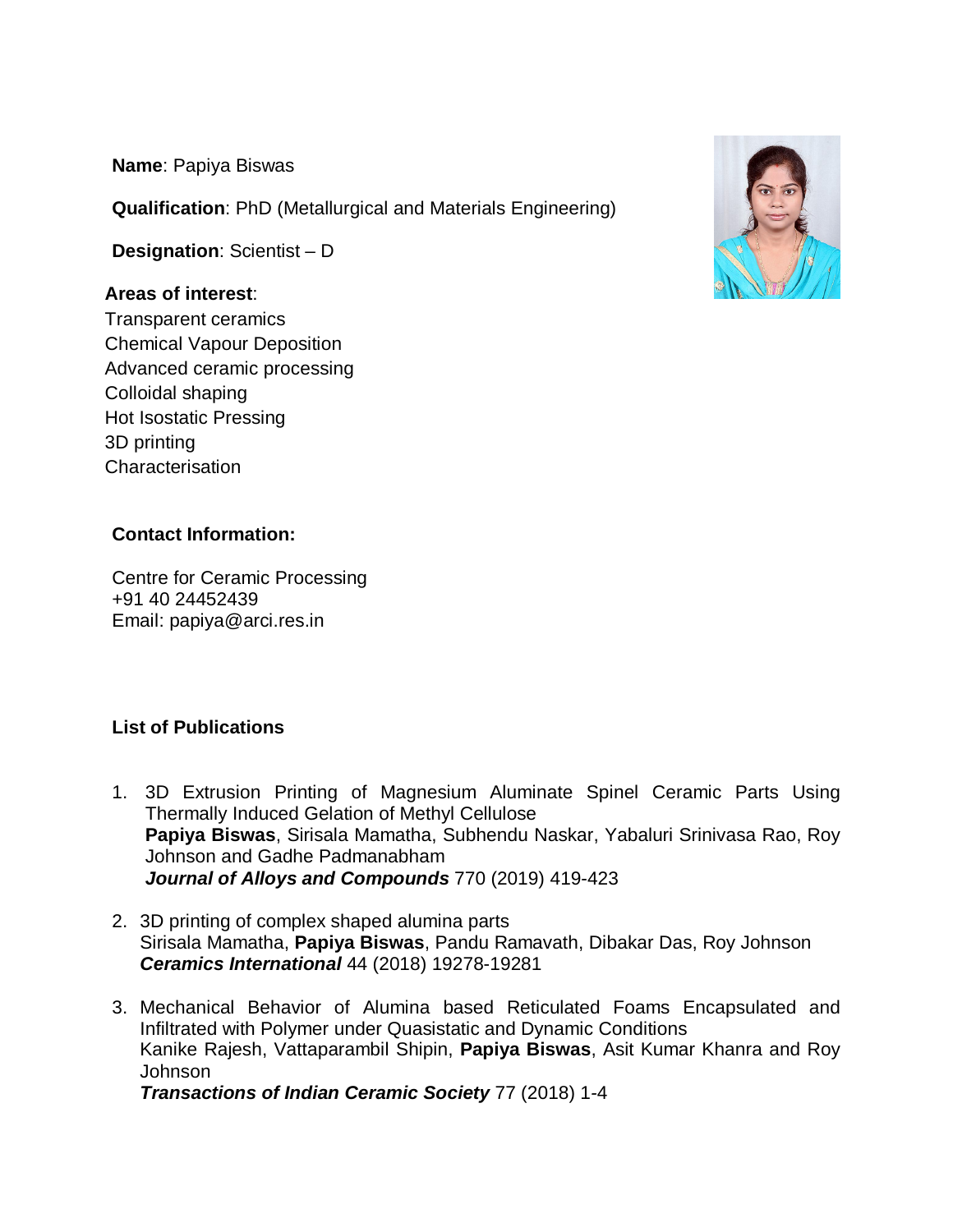**Name**: Papiya Biswas

**Qualification**: PhD (Metallurgical and Materials Engineering)

**Designation**: Scientist – D

**Areas of interest**:
Transparent ceramics
Chemical Vapour Deposition
Advanced ceramic processing
Colloidal shaping
Hot Isostatic Pressing
3D printing
Characterisation

**Contact Information:**

Centre for Ceramic Processing
+91 40 24452439
Email: papiya@arci.res.in

**List of Publications**

1. 3D Extrusion Printing of Magnesium Aluminate Spinel Ceramic Parts Using Thermally Induced Gelation of Methyl Cellulose
   **Papiya Biswas**, Sirisala Mamatha, Subhendu Naskar, Yabaluri Srinivasa Rao, Roy Johnson and Gadhe Padmanabham
   ***Journal of Alloys and Compounds*** 770 (2019) 419-423

2. 3D printing of complex shaped alumina parts
   Sirisala Mamatha, **Papiya Biswas**, Pandu Ramavath, Dibakar Das, Roy Johnson
   ***Ceramics International*** 44 (2018) 19278-19281

3. Mechanical Behavior of Alumina based Reticulated Foams Encapsulated and Infiltrated with Polymer under Quasistatic and Dynamic Conditions
   Kanike Rajesh, Vattaparambil Shipin, **Papiya Biswas**, Asit Kumar Khanra and Roy Johnson
   ***Transactions of Indian Ceramic Society*** 77 (2018) 1-4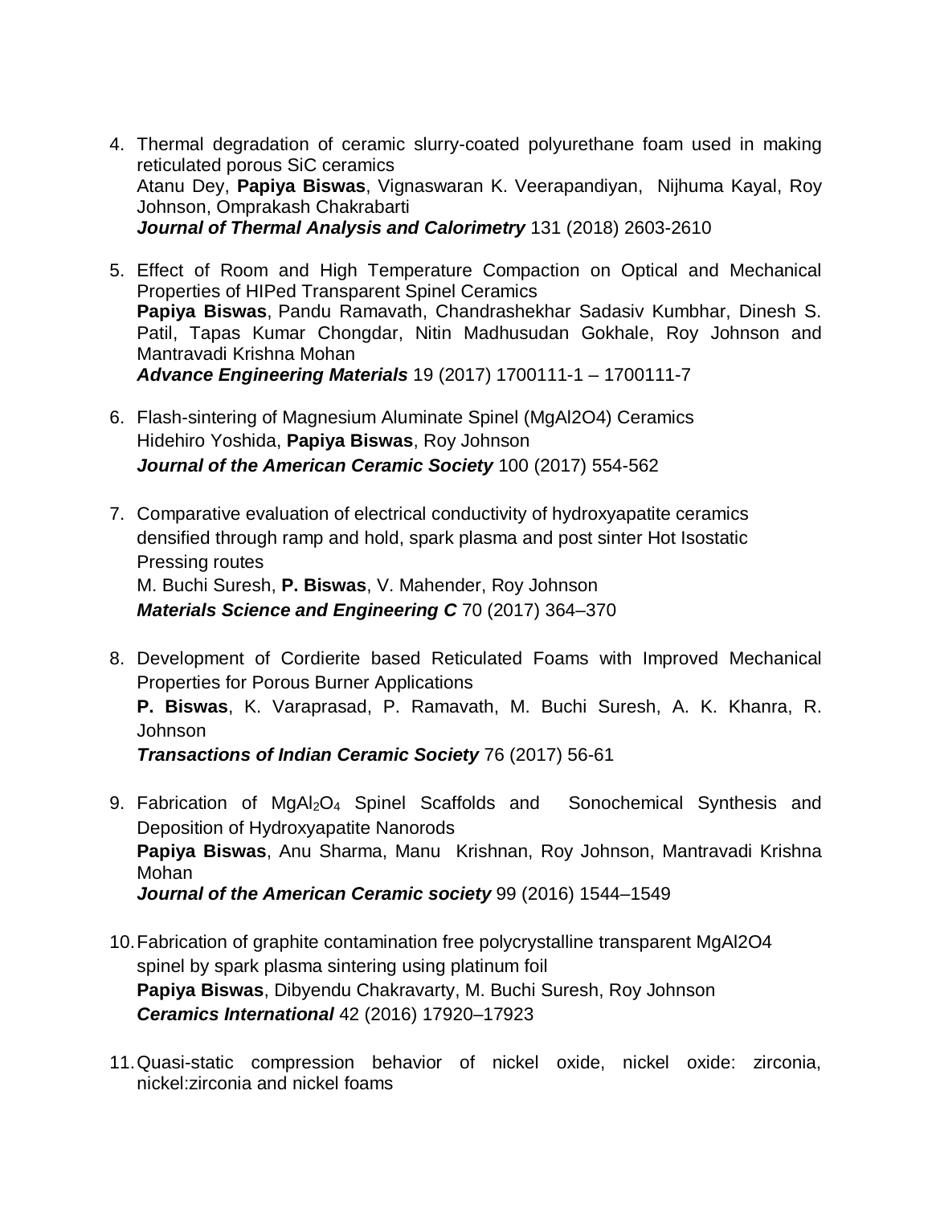4. Thermal degradation of ceramic slurry-coated polyurethane foam used in making reticulated porous SiC ceramics
   Atanu Dey, **Papiya Biswas**, Vignaswaran K. Veerapandiyan, Nijhuma Kayal, Roy Johnson, Omprakash Chakrabarti
   ***Journal of Thermal Analysis and Calorimetry*** 131 (2018) 2603-2610

5. Effect of Room and High Temperature Compaction on Optical and Mechanical Properties of HIPed Transparent Spinel Ceramics
   **Papiya Biswas**, Pandu Ramavath, Chandrashekhar Sadasiv Kumbhar, Dinesh S. Patil, Tapas Kumar Chongdar, Nitin Madhusudan Gokhale, Roy Johnson and Mantravadi Krishna Mohan
   ***Advance Engineering Materials*** 19 (2017) 1700111-1 – 1700111-7

6. Flash-sintering of Magnesium Aluminate Spinel (MgAl2O4) Ceramics
   Hidehiro Yoshida, **Papiya Biswas**, Roy Johnson
   ***Journal of the American Ceramic Society*** 100 (2017) 554-562

7. Comparative evaluation of electrical conductivity of hydroxyapatite ceramics densified through ramp and hold, spark plasma and post sinter Hot Isostatic Pressing routes
   M. Buchi Suresh, **P. Biswas**, V. Mahender, Roy Johnson
   ***Materials Science and Engineering C*** 70 (2017) 364–370

8. Development of Cordierite based Reticulated Foams with Improved Mechanical Properties for Porous Burner Applications
   **P. Biswas**, K. Varaprasad, P. Ramavath, M. Buchi Suresh, A. K. Khanra, R. Johnson
   ***Transactions of Indian Ceramic Society*** 76 (2017) 56-61

9. Fabrication of $MgAl_2O_4$ Spinel Scaffolds and Sonochemical Synthesis and Deposition of Hydroxyapatite Nanorods
   **Papiya Biswas**, Anu Sharma, Manu Krishnan, Roy Johnson, Mantravadi Krishna Mohan
   ***Journal of the American Ceramic society*** 99 (2016) 1544–1549

10. Fabrication of graphite contamination free polycrystalline transparent MgAl2O4 spinel by spark plasma sintering using platinum foil
    **Papiya Biswas**, Dibyendu Chakravarty, M. Buchi Suresh, Roy Johnson
    ***Ceramics International*** 42 (2016) 17920–17923

11. Quasi-static compression behavior of nickel oxide, nickel oxide: zirconia, nickel:zirconia and nickel foams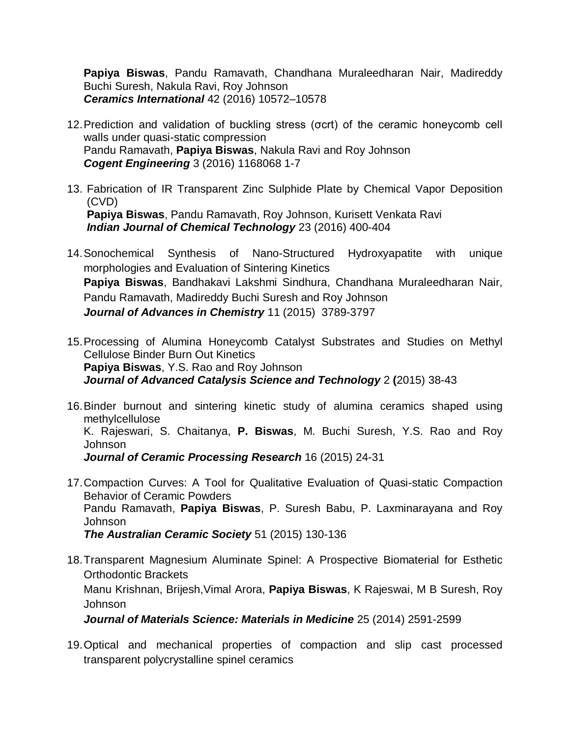**Papiya Biswas**, Pandu Ramavath, Chandhana Muraleedharan Nair, Madireddy Buchi Suresh, Nakula Ravi, Roy Johnson
***Ceramics International*** 42 (2016) 10572–10578

12. Prediction and validation of buckling stress (σcrt) of the ceramic honeycomb cell walls under quasi-static compression
    Pandu Ramavath, **Papiya Biswas**, Nakula Ravi and Roy Johnson
    ***Cogent Engineering*** 3 (2016) 1168068 1-7

13. Fabrication of IR Transparent Zinc Sulphide Plate by Chemical Vapor Deposition (CVD)
    **Papiya Biswas**, Pandu Ramavath, Roy Johnson, Kurisett Venkata Ravi
    ***Indian Journal of Chemical Technology*** 23 (2016) 400-404

14. Sonochemical Synthesis of Nano-Structured Hydroxyapatite with unique morphologies and Evaluation of Sintering Kinetics
    **Papiya Biswas**, Bandhakavi Lakshmi Sindhura, Chandhana Muraleedharan Nair, Pandu Ramavath, Madireddy Buchi Suresh and Roy Johnson
    ***Journal of Advances in Chemistry*** 11 (2015) 3789-3797

15. Processing of Alumina Honeycomb Catalyst Substrates and Studies on Methyl Cellulose Binder Burn Out Kinetics
    **Papiya Biswas**, Y.S. Rao and Roy Johnson
    ***Journal of Advanced Catalysis Science and Technology*** 2 **(**2015) 38-43

16. Binder burnout and sintering kinetic study of alumina ceramics shaped using methylcellulose
    K. Rajeswari, S. Chaitanya, **P. Biswas**, M. Buchi Suresh, Y.S. Rao and Roy Johnson
    ***Journal of Ceramic Processing Research*** 16 (2015) 24-31

17. Compaction Curves: A Tool for Qualitative Evaluation of Quasi-static Compaction Behavior of Ceramic Powders
    Pandu Ramavath, **Papiya Biswas**, P. Suresh Babu, P. Laxminarayana and Roy Johnson
    ***The Australian Ceramic Society*** 51 (2015) 130-136

18. Transparent Magnesium Aluminate Spinel: A Prospective Biomaterial for Esthetic Orthodontic Brackets
    Manu Krishnan, Brijesh,Vimal Arora, **Papiya Biswas**, K Rajeswai, M B Suresh, Roy Johnson
    ***Journal of Materials Science: Materials in Medicine*** 25 (2014) 2591-2599

19. Optical and mechanical properties of compaction and slip cast processed transparent polycrystalline spinel ceramics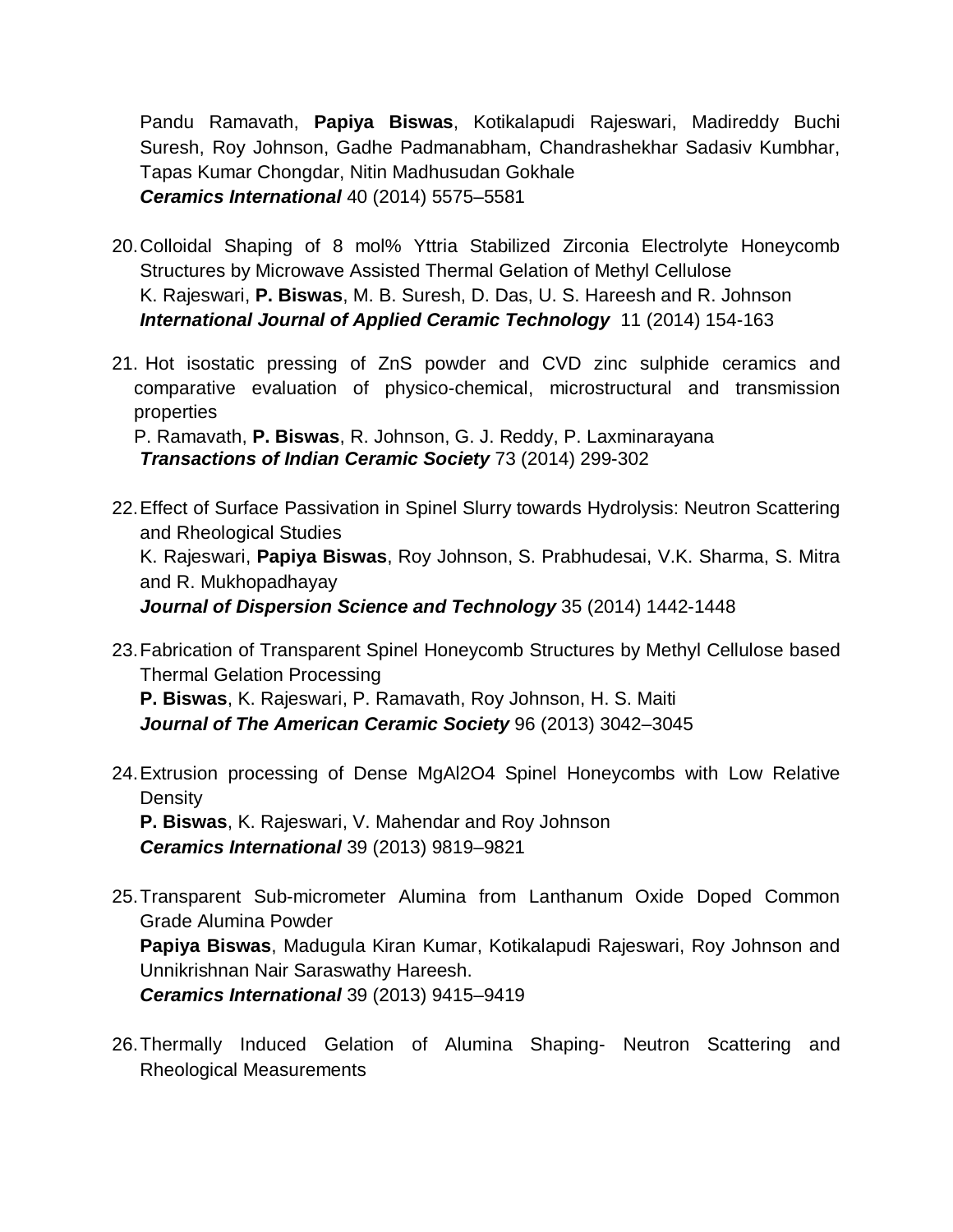Pandu Ramavath, **Papiya Biswas**, Kotikalapudi Rajeswari, Madireddy Buchi Suresh, Roy Johnson, Gadhe Padmanabham, Chandrashekhar Sadasiv Kumbhar, Tapas Kumar Chongdar, Nitin Madhusudan Gokhale
***Ceramics International*** 40 (2014) 5575–5581

20. Colloidal Shaping of 8 mol% Yttria Stabilized Zirconia Electrolyte Honeycomb Structures by Microwave Assisted Thermal Gelation of Methyl Cellulose
K. Rajeswari, **P. Biswas**, M. B. Suresh, D. Das, U. S. Hareesh and R. Johnson
***International Journal of Applied Ceramic Technology*** 11 (2014) 154-163

21. Hot isostatic pressing of ZnS powder and CVD zinc sulphide ceramics and comparative evaluation of physico-chemical, microstructural and transmission properties
P. Ramavath, **P. Biswas**, R. Johnson, G. J. Reddy, P. Laxminarayana
***Transactions of Indian Ceramic Society*** 73 (2014) 299-302

22. Effect of Surface Passivation in Spinel Slurry towards Hydrolysis: Neutron Scattering and Rheological Studies
K. Rajeswari, **Papiya Biswas**, Roy Johnson, S. Prabhudesai, V.K. Sharma, S. Mitra and R. Mukhopadhayay
***Journal of Dispersion Science and Technology*** 35 (2014) 1442-1448

23. Fabrication of Transparent Spinel Honeycomb Structures by Methyl Cellulose based Thermal Gelation Processing
**P. Biswas**, K. Rajeswari, P. Ramavath, Roy Johnson, H. S. Maiti
***Journal of The American Ceramic Society*** 96 (2013) 3042–3045

24. Extrusion processing of Dense $MgAl_2O_4$ Spinel Honeycombs with Low Relative Density
**P. Biswas**, K. Rajeswari, V. Mahendar and Roy Johnson
***Ceramics International*** 39 (2013) 9819–9821

25. Transparent Sub-micrometer Alumina from Lanthanum Oxide Doped Common Grade Alumina Powder
**Papiya Biswas**, Madugula Kiran Kumar, Kotikalapudi Rajeswari, Roy Johnson and Unnikrishnan Nair Saraswathy Hareesh.
***Ceramics International*** 39 (2013) 9415–9419

26. Thermally Induced Gelation of Alumina Shaping- Neutron Scattering and Rheological Measurements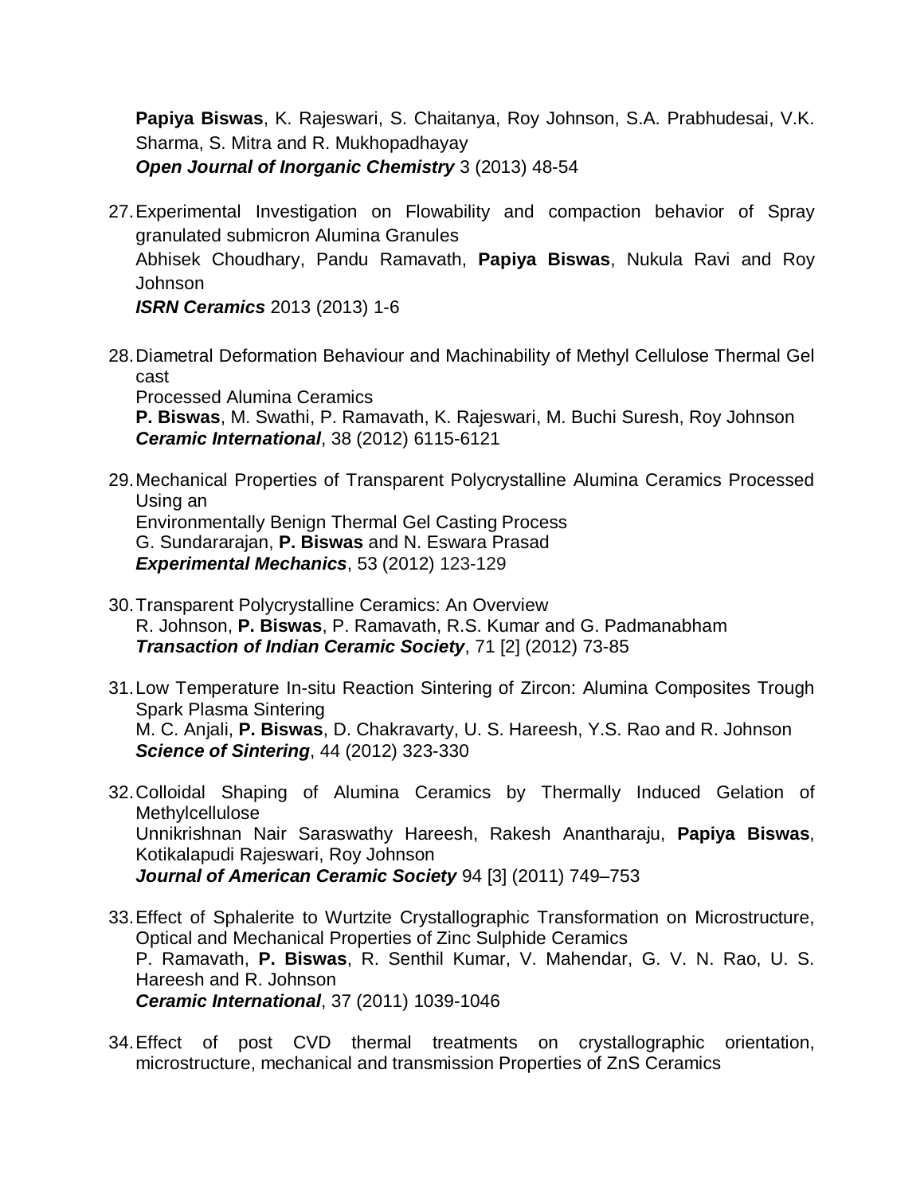**Papiya Biswas**, K. Rajeswari, S. Chaitanya, Roy Johnson, S.A. Prabhudesai, V.K. Sharma, S. Mitra and R. Mukhopadhayay
***Open Journal of Inorganic Chemistry*** 3 (2013) 48-54

27. Experimental Investigation on Flowability and compaction behavior of Spray granulated submicron Alumina Granules
Abhisek Choudhary, Pandu Ramavath, **Papiya Biswas**, Nukula Ravi and Roy Johnson
***ISRN Ceramics*** 2013 (2013) 1-6

28. Diametral Deformation Behaviour and Machinability of Methyl Cellulose Thermal Gel cast
Processed Alumina Ceramics
**P. Biswas**, M. Swathi, P. Ramavath, K. Rajeswari, M. Buchi Suresh, Roy Johnson
***Ceramic International***, 38 (2012) 6115-6121

29. Mechanical Properties of Transparent Polycrystalline Alumina Ceramics Processed Using an
Environmentally Benign Thermal Gel Casting Process
G. Sundararajan, **P. Biswas** and N. Eswara Prasad
***Experimental Mechanics***, 53 (2012) 123-129

30. Transparent Polycrystalline Ceramics: An Overview
R. Johnson, **P. Biswas**, P. Ramavath, R.S. Kumar and G. Padmanabham
***Transaction of Indian Ceramic Society***, 71 [2] (2012) 73-85

31. Low Temperature In-situ Reaction Sintering of Zircon: Alumina Composites Trough Spark Plasma Sintering
M. C. Anjali, **P. Biswas**, D. Chakravarty, U. S. Hareesh, Y.S. Rao and R. Johnson
***Science of Sintering***, 44 (2012) 323-330

32. Colloidal Shaping of Alumina Ceramics by Thermally Induced Gelation of Methylcellulose
Unnikrishnan Nair Saraswathy Hareesh, Rakesh Anantharaju, **Papiya Biswas**, Kotikalapudi Rajeswari, Roy Johnson
***Journal of American Ceramic Society*** 94 [3] (2011) 749–753

33. Effect of Sphalerite to Wurtzite Crystallographic Transformation on Microstructure, Optical and Mechanical Properties of Zinc Sulphide Ceramics
P. Ramavath, **P. Biswas**, R. Senthil Kumar, V. Mahendar, G. V. N. Rao, U. S. Hareesh and R. Johnson
***Ceramic International***, 37 (2011) 1039-1046

34. Effect of post CVD thermal treatments on crystallographic orientation, microstructure, mechanical and transmission Properties of ZnS Ceramics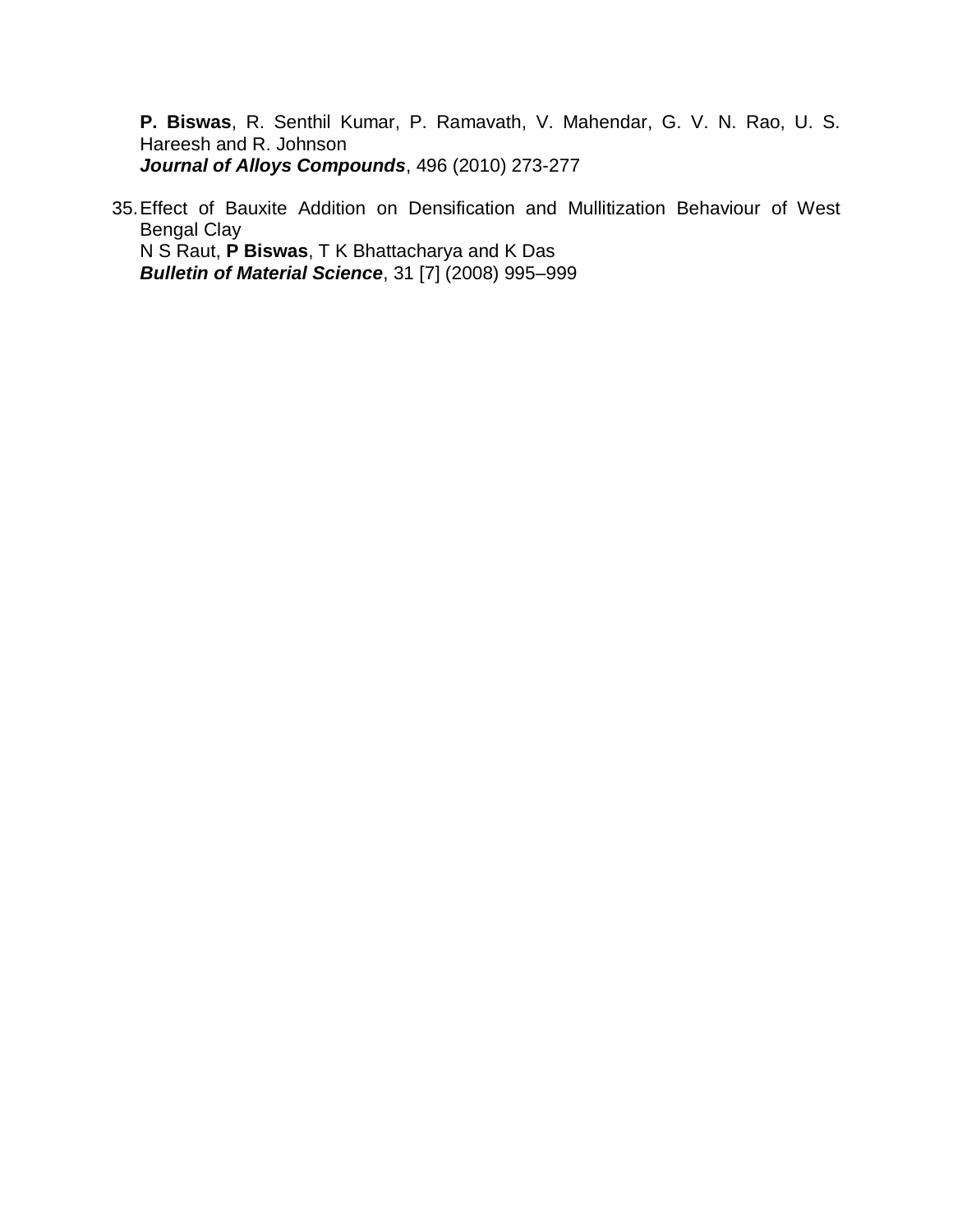**P. Biswas**, R. Senthil Kumar, P. Ramavath, V. Mahendar, G. V. N. Rao, U. S. Hareesh and R. Johnson
***Journal of Alloys Compounds***, 496 (2010) 273-277

35. Effect of Bauxite Addition on Densification and Mullitization Behaviour of West Bengal Clay
N S Raut, **P Biswas**, T K Bhattacharya and K Das
***Bulletin of Material Science***, 31 [7] (2008) 995–999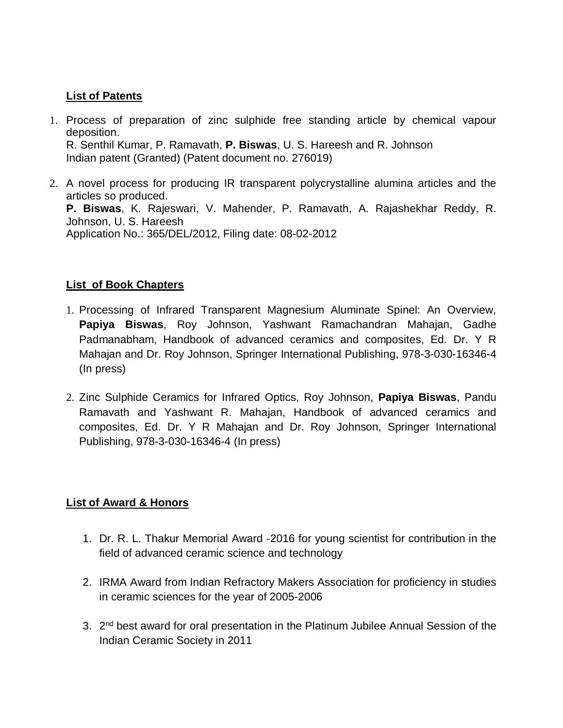## List of Patents

1. Process of preparation of zinc sulphide free standing article by chemical vapour deposition.
   R. Senthil Kumar, P. Ramavath, **P. Biswas**, U. S. Hareesh and R. Johnson
   Indian patent (Granted) (Patent document no. 276019)

2. A novel process for producing IR transparent polycrystalline alumina articles and the articles so produced.
   **P. Biswas**, K. Rajeswari, V. Mahender, P. Ramavath, A. Rajashekhar Reddy, R. Johnson, U. S. Hareesh
   Application No.: 365/DEL/2012, Filing date: 08-02-2012

## List of Book Chapters

1. Processing of Infrared Transparent Magnesium Aluminate Spinel: An Overview, **Papiya Biswas**, Roy Johnson, Yashwant Ramachandran Mahajan, Gadhe Padmanabham, Handbook of advanced ceramics and composites, Ed. Dr. Y R Mahajan and Dr. Roy Johnson, Springer International Publishing, 978-3-030-16346-4 (In press)

2. Zinc Sulphide Ceramics for Infrared Optics, Roy Johnson, **Papiya Biswas**, Pandu Ramavath and Yashwant R. Mahajan, Handbook of advanced ceramics and composites, Ed. Dr. Y R Mahajan and Dr. Roy Johnson, Springer International Publishing, 978-3-030-16346-4 (In press)

## List of Award & Honors

1. Dr. R. L. Thakur Memorial Award -2016 for young scientist for contribution in the field of advanced ceramic science and technology

2. IRMA Award from Indian Refractory Makers Association for proficiency in studies in ceramic sciences for the year of 2005-2006

3. 2nd best award for oral presentation in the Platinum Jubilee Annual Session of the Indian Ceramic Society in 2011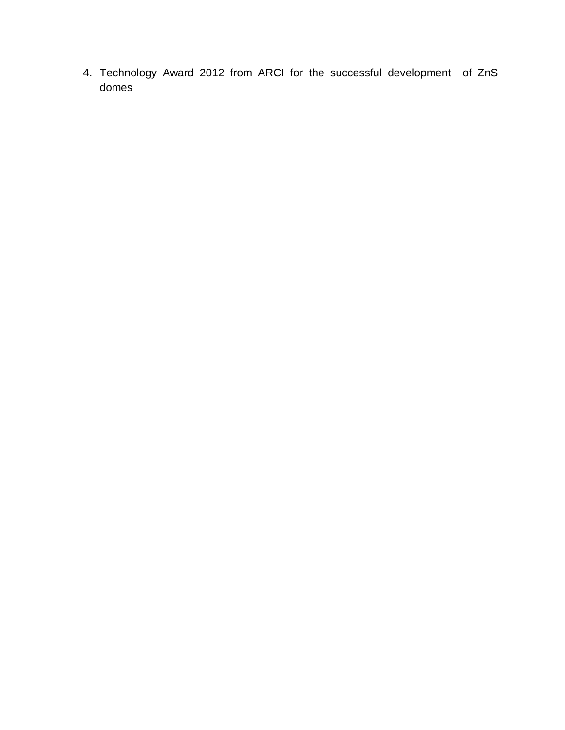4. Technology Award 2012 from ARCI for the successful development of ZnS domes